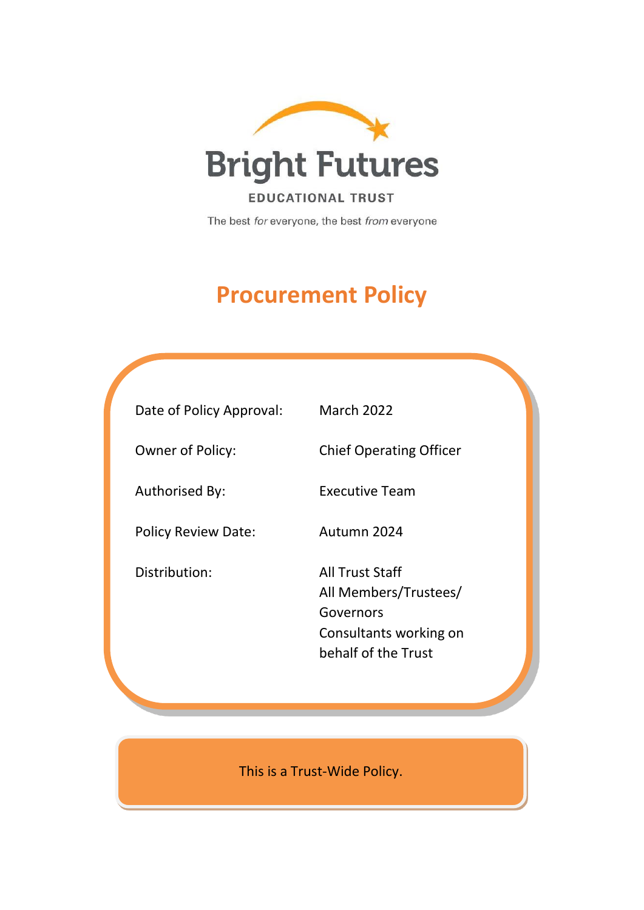Bright Futures

EDUCATIONAL TRUST

The best *for* everyone, the best *from* everyone

# Procurement Policy

| | |
|---|---|
| Date of Policy Approval: | March 2022 |
| Owner of Policy: | Chief Operating Officer |
| Authorised By: | Executive Team |
| Policy Review Date: | Autumn 2024 |
| Distribution: | All Trust Staff<br>All Members/Trustees/ Governors<br>Consultants working on behalf of the Trust |

This is a Trust-Wide Policy.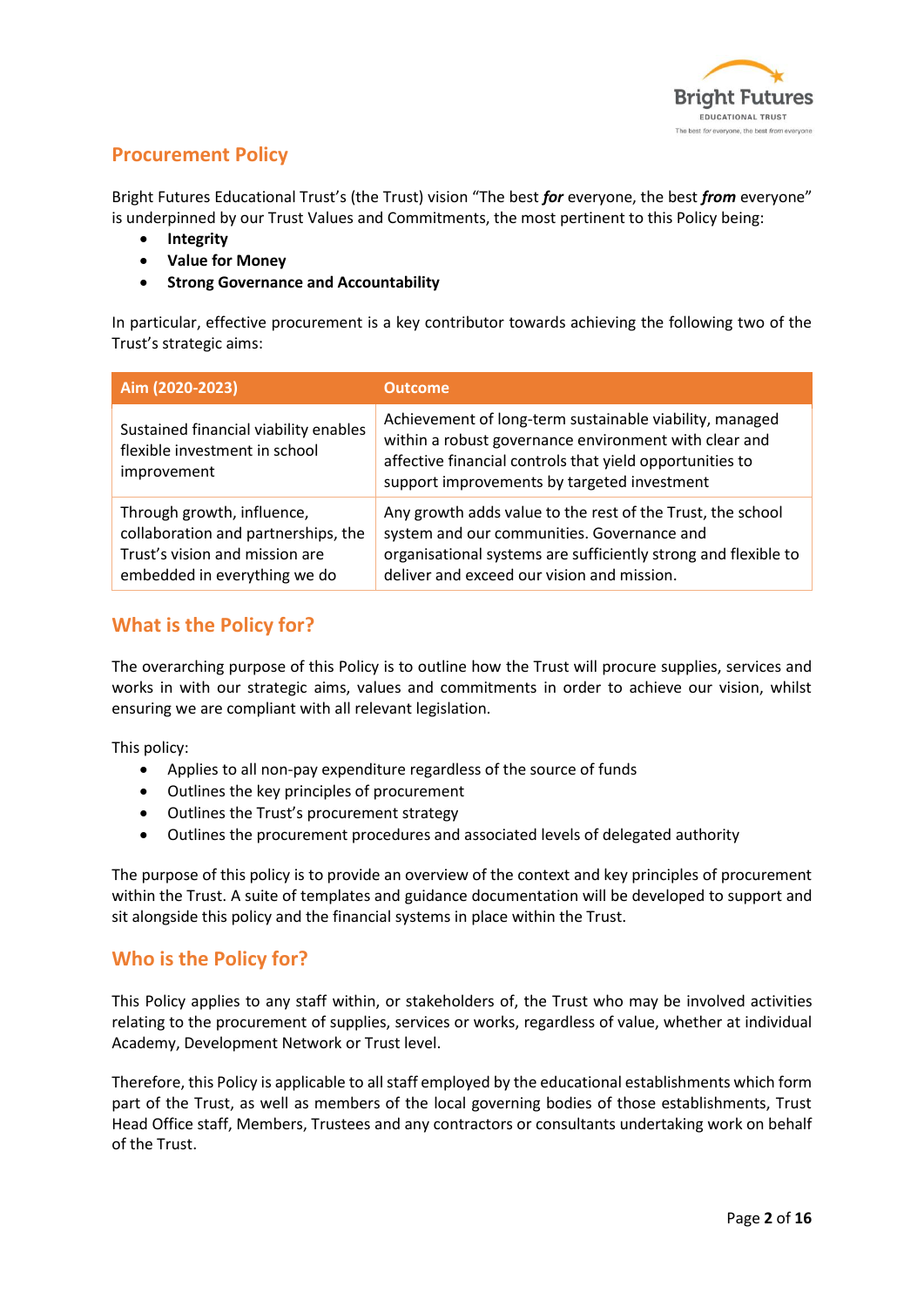## Procurement Policy

Bright Futures Educational Trust's (the Trust) vision "The best ***for*** everyone, the best ***from*** everyone" is underpinned by our Trust Values and Commitments, the most pertinent to this Policy being:

- **Integrity**
- **Value for Money**
- **Strong Governance and Accountability**

In particular, effective procurement is a key contributor towards achieving the following two of the Trust's strategic aims:

| Aim (2020-2023) | Outcome |
|---|---|
| Sustained financial viability enables flexible investment in school improvement | Achievement of long-term sustainable viability, managed within a robust governance environment with clear and affective financial controls that yield opportunities to support improvements by targeted investment |
| Through growth, influence, collaboration and partnerships, the Trust's vision and mission are embedded in everything we do | Any growth adds value to the rest of the Trust, the school system and our communities. Governance and organisational systems are sufficiently strong and flexible to deliver and exceed our vision and mission. |

## What is the Policy for?

The overarching purpose of this Policy is to outline how the Trust will procure supplies, services and works in with our strategic aims, values and commitments in order to achieve our vision, whilst ensuring we are compliant with all relevant legislation.

This policy:

- Applies to all non-pay expenditure regardless of the source of funds
- Outlines the key principles of procurement
- Outlines the Trust's procurement strategy
- Outlines the procurement procedures and associated levels of delegated authority

The purpose of this policy is to provide an overview of the context and key principles of procurement within the Trust. A suite of templates and guidance documentation will be developed to support and sit alongside this policy and the financial systems in place within the Trust.

## Who is the Policy for?

This Policy applies to any staff within, or stakeholders of, the Trust who may be involved activities relating to the procurement of supplies, services or works, regardless of value, whether at individual Academy, Development Network or Trust level.

Therefore, this Policy is applicable to all staff employed by the educational establishments which form part of the Trust, as well as members of the local governing bodies of those establishments, Trust Head Office staff, Members, Trustees and any contractors or consultants undertaking work on behalf of the Trust.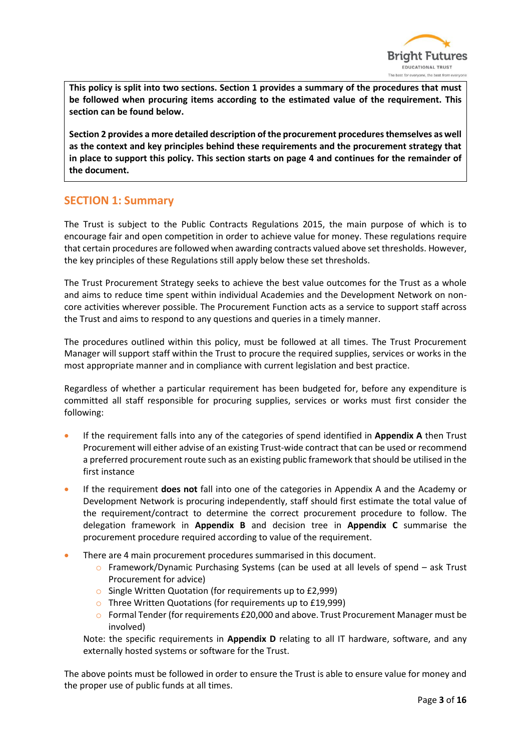**This policy is split into two sections. Section 1 provides a summary of the procedures that must be followed when procuring items according to the estimated value of the requirement. This section can be found below.**

**Section 2 provides a more detailed description of the procurement procedures themselves as well as the context and key principles behind these requirements and the procurement strategy that in place to support this policy. This section starts on page 4 and continues for the remainder of the document.**

## SECTION 1: Summary

The Trust is subject to the Public Contracts Regulations 2015, the main purpose of which is to encourage fair and open competition in order to achieve value for money. These regulations require that certain procedures are followed when awarding contracts valued above set thresholds. However, the key principles of these Regulations still apply below these set thresholds.

The Trust Procurement Strategy seeks to achieve the best value outcomes for the Trust as a whole and aims to reduce time spent within individual Academies and the Development Network on non-core activities wherever possible. The Procurement Function acts as a service to support staff across the Trust and aims to respond to any questions and queries in a timely manner.

The procedures outlined within this policy, must be followed at all times. The Trust Procurement Manager will support staff within the Trust to procure the required supplies, services or works in the most appropriate manner and in compliance with current legislation and best practice.

Regardless of whether a particular requirement has been budgeted for, before any expenditure is committed all staff responsible for procuring supplies, services or works must first consider the following:

- If the requirement falls into any of the categories of spend identified in **Appendix A** then Trust Procurement will either advise of an existing Trust-wide contract that can be used or recommend a preferred procurement route such as an existing public framework that should be utilised in the first instance
- If the requirement **does not** fall into one of the categories in Appendix A and the Academy or Development Network is procuring independently, staff should first estimate the total value of the requirement/contract to determine the correct procurement procedure to follow. The delegation framework in **Appendix B** and decision tree in **Appendix C** summarise the procurement procedure required according to value of the requirement.
- There are 4 main procurement procedures summarised in this document.
  - Framework/Dynamic Purchasing Systems (can be used at all levels of spend – ask Trust Procurement for advice)
  - Single Written Quotation (for requirements up to £2,999)
  - Three Written Quotations (for requirements up to £19,999)
  - Formal Tender (for requirements £20,000 and above. Trust Procurement Manager must be involved)

  Note: the specific requirements in **Appendix D** relating to all IT hardware, software, and any externally hosted systems or software for the Trust.

The above points must be followed in order to ensure the Trust is able to ensure value for money and the proper use of public funds at all times.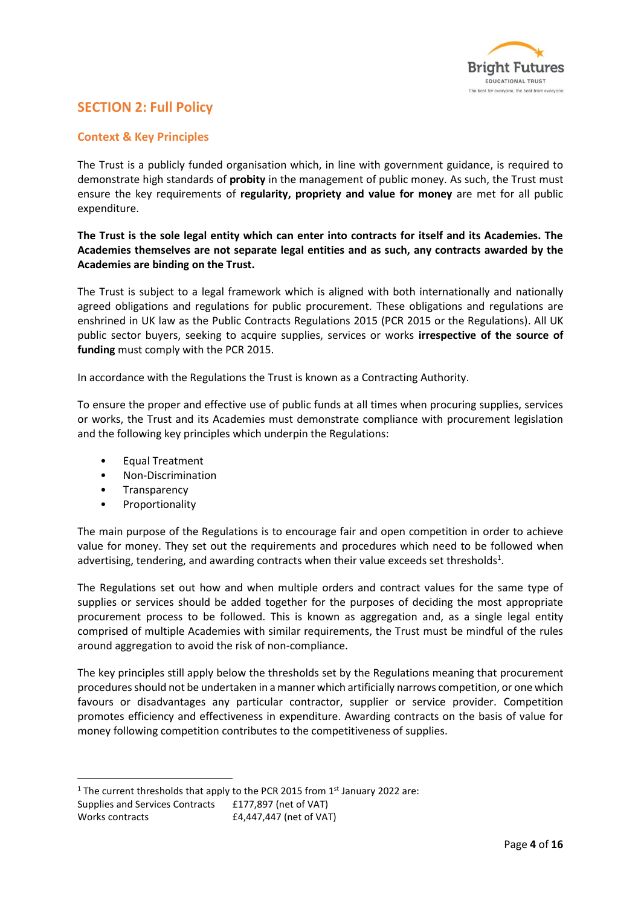## SECTION 2: Full Policy

### Context & Key Principles

The Trust is a publicly funded organisation which, in line with government guidance, is required to demonstrate high standards of **probity** in the management of public money. As such, the Trust must ensure the key requirements of **regularity, propriety and value for money** are met for all public expenditure.

**The Trust is the sole legal entity which can enter into contracts for itself and its Academies. The Academies themselves are not separate legal entities and as such, any contracts awarded by the Academies are binding on the Trust.**

The Trust is subject to a legal framework which is aligned with both internationally and nationally agreed obligations and regulations for public procurement. These obligations and regulations are enshrined in UK law as the Public Contracts Regulations 2015 (PCR 2015 or the Regulations). All UK public sector buyers, seeking to acquire supplies, services or works **irrespective of the source of funding** must comply with the PCR 2015.

In accordance with the Regulations the Trust is known as a Contracting Authority.

To ensure the proper and effective use of public funds at all times when procuring supplies, services or works, the Trust and its Academies must demonstrate compliance with procurement legislation and the following key principles which underpin the Regulations:

- Equal Treatment
- Non-Discrimination
- Transparency
- Proportionality

The main purpose of the Regulations is to encourage fair and open competition in order to achieve value for money. They set out the requirements and procedures which need to be followed when advertising, tendering, and awarding contracts when their value exceeds set thresholds[1].

The Regulations set out how and when multiple orders and contract values for the same type of supplies or services should be added together for the purposes of deciding the most appropriate procurement process to be followed. This is known as aggregation and, as a single legal entity comprised of multiple Academies with similar requirements, the Trust must be mindful of the rules around aggregation to avoid the risk of non-compliance.

The key principles still apply below the thresholds set by the Regulations meaning that procurement procedures should not be undertaken in a manner which artificially narrows competition, or one which favours or disadvantages any particular contractor, supplier or service provider. Competition promotes efficiency and effectiveness in expenditure. Awarding contracts on the basis of value for money following competition contributes to the competitiveness of supplies.

---

[1] The current thresholds that apply to the PCR 2015 from 1st January 2022 are:

| | |
|---|---|
| Supplies and Services Contracts | £177,897 (net of VAT) |
| Works contracts | £4,447,447 (net of VAT) |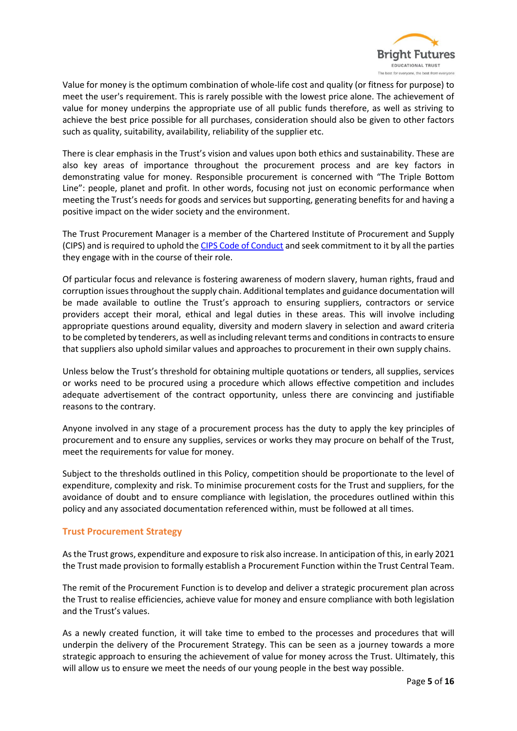Value for money is the optimum combination of whole-life cost and quality (or fitness for purpose) to meet the user's requirement. This is rarely possible with the lowest price alone. The achievement of value for money underpins the appropriate use of all public funds therefore, as well as striving to achieve the best price possible for all purchases, consideration should also be given to other factors such as quality, suitability, availability, reliability of the supplier etc.

There is clear emphasis in the Trust's vision and values upon both ethics and sustainability. These are also key areas of importance throughout the procurement process and are key factors in demonstrating value for money. Responsible procurement is concerned with "The Triple Bottom Line": people, planet and profit. In other words, focusing not just on economic performance when meeting the Trust's needs for goods and services but supporting, generating benefits for and having a positive impact on the wider society and the environment.

The Trust Procurement Manager is a member of the Chartered Institute of Procurement and Supply (CIPS) and is required to uphold the CIPS Code of Conduct and seek commitment to it by all the parties they engage with in the course of their role.

Of particular focus and relevance is fostering awareness of modern slavery, human rights, fraud and corruption issues throughout the supply chain. Additional templates and guidance documentation will be made available to outline the Trust's approach to ensuring suppliers, contractors or service providers accept their moral, ethical and legal duties in these areas. This will involve including appropriate questions around equality, diversity and modern slavery in selection and award criteria to be completed by tenderers, as well as including relevant terms and conditions in contracts to ensure that suppliers also uphold similar values and approaches to procurement in their own supply chains.

Unless below the Trust's threshold for obtaining multiple quotations or tenders, all supplies, services or works need to be procured using a procedure which allows effective competition and includes adequate advertisement of the contract opportunity, unless there are convincing and justifiable reasons to the contrary.

Anyone involved in any stage of a procurement process has the duty to apply the key principles of procurement and to ensure any supplies, services or works they may procure on behalf of the Trust, meet the requirements for value for money.

Subject to the thresholds outlined in this Policy, competition should be proportionate to the level of expenditure, complexity and risk. To minimise procurement costs for the Trust and suppliers, for the avoidance of doubt and to ensure compliance with legislation, the procedures outlined within this policy and any associated documentation referenced within, must be followed at all times.

## Trust Procurement Strategy

As the Trust grows, expenditure and exposure to risk also increase. In anticipation of this, in early 2021 the Trust made provision to formally establish a Procurement Function within the Trust Central Team.

The remit of the Procurement Function is to develop and deliver a strategic procurement plan across the Trust to realise efficiencies, achieve value for money and ensure compliance with both legislation and the Trust's values.

As a newly created function, it will take time to embed to the processes and procedures that will underpin the delivery of the Procurement Strategy. This can be seen as a journey towards a more strategic approach to ensuring the achievement of value for money across the Trust. Ultimately, this will allow us to ensure we meet the needs of our young people in the best way possible.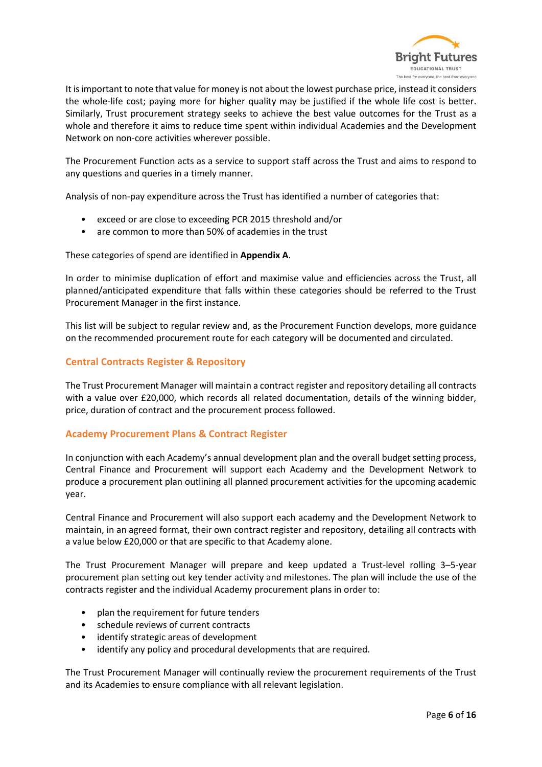It is important to note that value for money is not about the lowest purchase price, instead it considers the whole-life cost; paying more for higher quality may be justified if the whole life cost is better. Similarly, Trust procurement strategy seeks to achieve the best value outcomes for the Trust as a whole and therefore it aims to reduce time spent within individual Academies and the Development Network on non-core activities wherever possible.

The Procurement Function acts as a service to support staff across the Trust and aims to respond to any questions and queries in a timely manner.

Analysis of non-pay expenditure across the Trust has identified a number of categories that:

- exceed or are close to exceeding PCR 2015 threshold and/or
- are common to more than 50% of academies in the trust

These categories of spend are identified in **Appendix A**.

In order to minimise duplication of effort and maximise value and efficiencies across the Trust, all planned/anticipated expenditure that falls within these categories should be referred to the Trust Procurement Manager in the first instance.

This list will be subject to regular review and, as the Procurement Function develops, more guidance on the recommended procurement route for each category will be documented and circulated.

## Central Contracts Register & Repository

The Trust Procurement Manager will maintain a contract register and repository detailing all contracts with a value over £20,000, which records all related documentation, details of the winning bidder, price, duration of contract and the procurement process followed.

## Academy Procurement Plans & Contract Register

In conjunction with each Academy's annual development plan and the overall budget setting process, Central Finance and Procurement will support each Academy and the Development Network to produce a procurement plan outlining all planned procurement activities for the upcoming academic year.

Central Finance and Procurement will also support each academy and the Development Network to maintain, in an agreed format, their own contract register and repository, detailing all contracts with a value below £20,000 or that are specific to that Academy alone.

The Trust Procurement Manager will prepare and keep updated a Trust-level rolling 3–5-year procurement plan setting out key tender activity and milestones. The plan will include the use of the contracts register and the individual Academy procurement plans in order to:

- plan the requirement for future tenders
- schedule reviews of current contracts
- identify strategic areas of development
- identify any policy and procedural developments that are required.

The Trust Procurement Manager will continually review the procurement requirements of the Trust and its Academies to ensure compliance with all relevant legislation.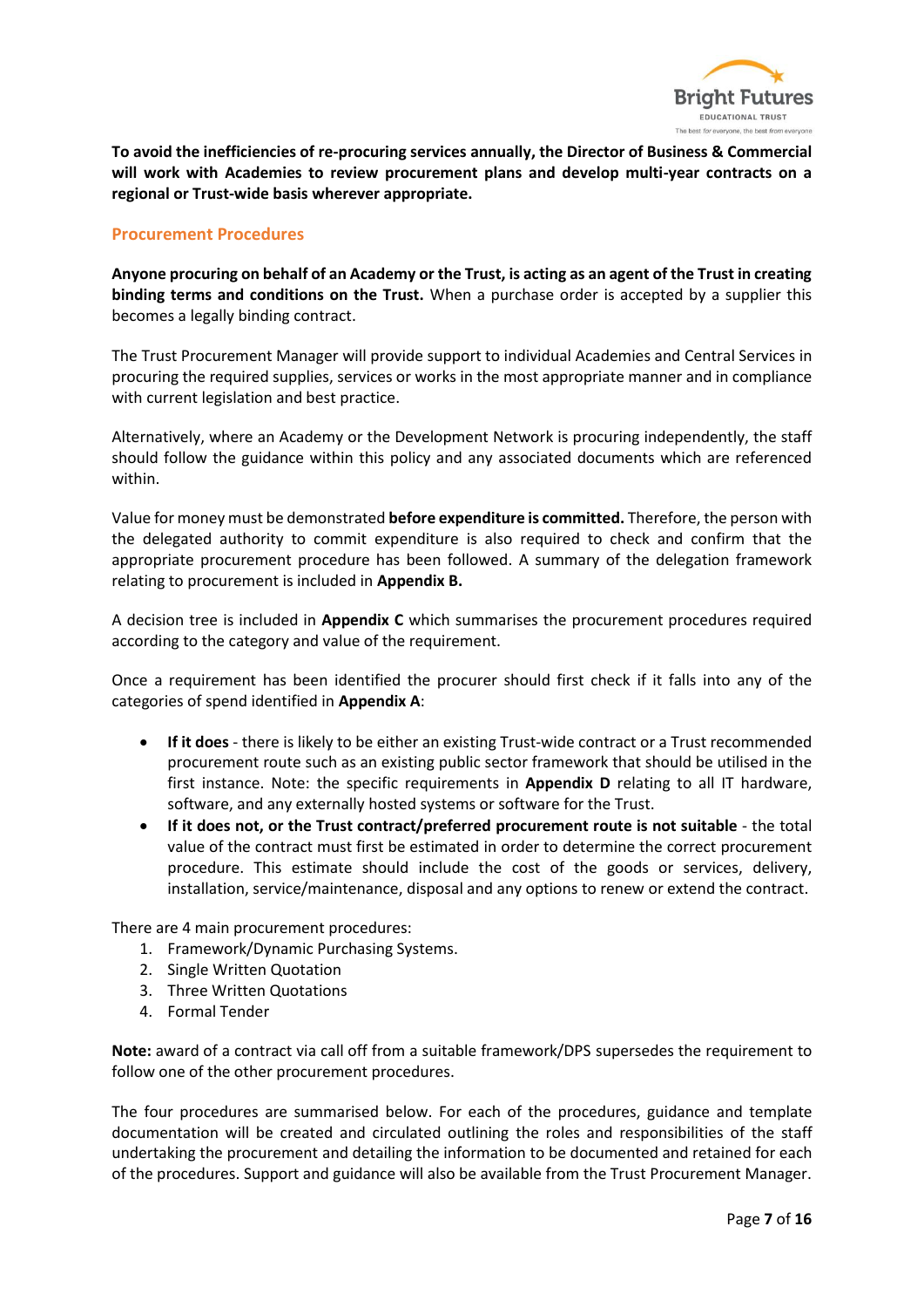**To avoid the inefficiencies of re-procuring services annually, the Director of Business & Commercial will work with Academies to review procurement plans and develop multi-year contracts on a regional or Trust-wide basis wherever appropriate.**

## Procurement Procedures

**Anyone procuring on behalf of an Academy or the Trust, is acting as an agent of the Trust in creating binding terms and conditions on the Trust.** When a purchase order is accepted by a supplier this becomes a legally binding contract.

The Trust Procurement Manager will provide support to individual Academies and Central Services in procuring the required supplies, services or works in the most appropriate manner and in compliance with current legislation and best practice.

Alternatively, where an Academy or the Development Network is procuring independently, the staff should follow the guidance within this policy and any associated documents which are referenced within.

Value for money must be demonstrated **before expenditure is committed.** Therefore, the person with the delegated authority to commit expenditure is also required to check and confirm that the appropriate procurement procedure has been followed. A summary of the delegation framework relating to procurement is included in **Appendix B.**

A decision tree is included in **Appendix C** which summarises the procurement procedures required according to the category and value of the requirement.

Once a requirement has been identified the procurer should first check if it falls into any of the categories of spend identified in **Appendix A**:

- **If it does** - there is likely to be either an existing Trust-wide contract or a Trust recommended procurement route such as an existing public sector framework that should be utilised in the first instance. Note: the specific requirements in **Appendix D** relating to all IT hardware, software, and any externally hosted systems or software for the Trust.
- **If it does not, or the Trust contract/preferred procurement route is not suitable** - the total value of the contract must first be estimated in order to determine the correct procurement procedure. This estimate should include the cost of the goods or services, delivery, installation, service/maintenance, disposal and any options to renew or extend the contract.

There are 4 main procurement procedures:

1. Framework/Dynamic Purchasing Systems.
2. Single Written Quotation
3. Three Written Quotations
4. Formal Tender

**Note:** award of a contract via call off from a suitable framework/DPS supersedes the requirement to follow one of the other procurement procedures.

The four procedures are summarised below. For each of the procedures, guidance and template documentation will be created and circulated outlining the roles and responsibilities of the staff undertaking the procurement and detailing the information to be documented and retained for each of the procedures. Support and guidance will also be available from the Trust Procurement Manager.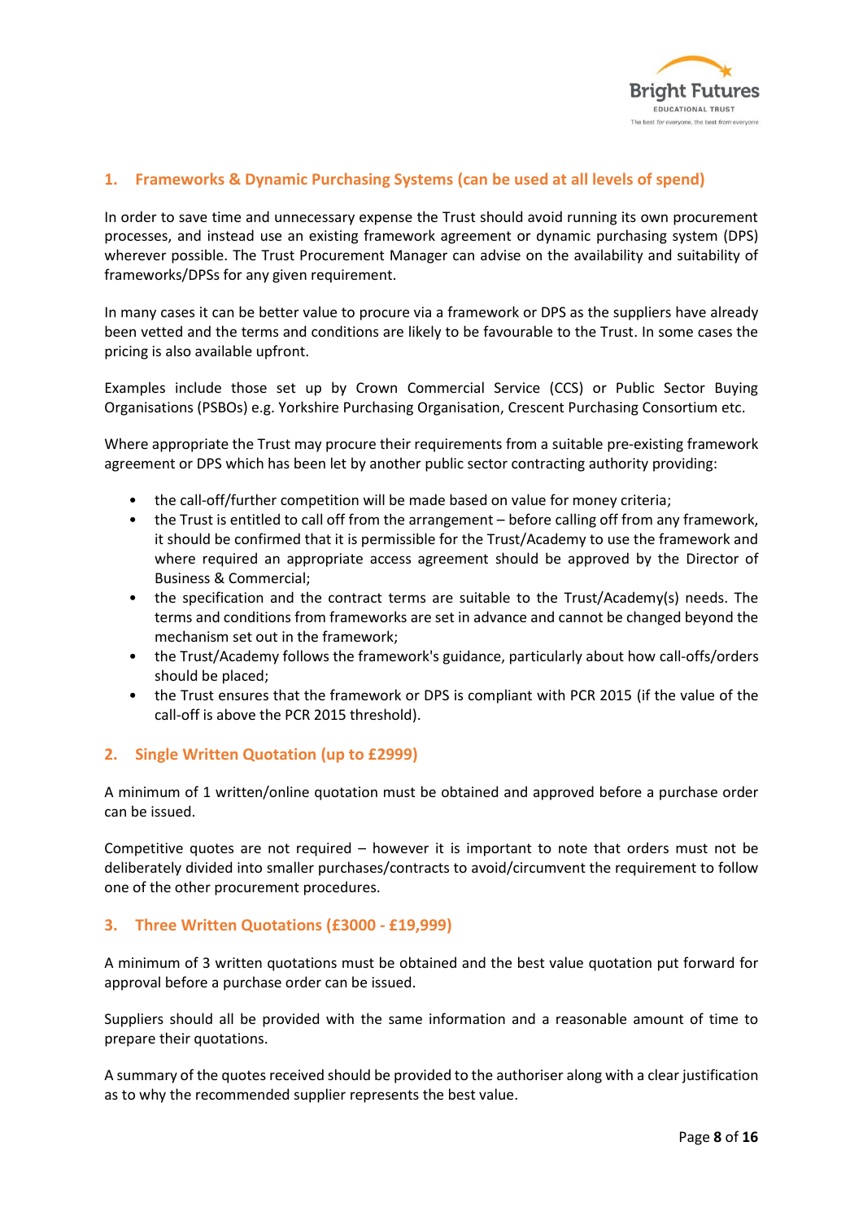## 1. Frameworks & Dynamic Purchasing Systems (can be used at all levels of spend)

In order to save time and unnecessary expense the Trust should avoid running its own procurement processes, and instead use an existing framework agreement or dynamic purchasing system (DPS) wherever possible. The Trust Procurement Manager can advise on the availability and suitability of frameworks/DPSs for any given requirement.

In many cases it can be better value to procure via a framework or DPS as the suppliers have already been vetted and the terms and conditions are likely to be favourable to the Trust. In some cases the pricing is also available upfront.

Examples include those set up by Crown Commercial Service (CCS) or Public Sector Buying Organisations (PSBOs) e.g. Yorkshire Purchasing Organisation, Crescent Purchasing Consortium etc.

Where appropriate the Trust may procure their requirements from a suitable pre-existing framework agreement or DPS which has been let by another public sector contracting authority providing:

- the call-off/further competition will be made based on value for money criteria;
- the Trust is entitled to call off from the arrangement – before calling off from any framework, it should be confirmed that it is permissible for the Trust/Academy to use the framework and where required an appropriate access agreement should be approved by the Director of Business & Commercial;
- the specification and the contract terms are suitable to the Trust/Academy(s) needs. The terms and conditions from frameworks are set in advance and cannot be changed beyond the mechanism set out in the framework;
- the Trust/Academy follows the framework's guidance, particularly about how call-offs/orders should be placed;
- the Trust ensures that the framework or DPS is compliant with PCR 2015 (if the value of the call-off is above the PCR 2015 threshold).

## 2. Single Written Quotation (up to £2999)

A minimum of 1 written/online quotation must be obtained and approved before a purchase order can be issued.

Competitive quotes are not required – however it is important to note that orders must not be deliberately divided into smaller purchases/contracts to avoid/circumvent the requirement to follow one of the other procurement procedures.

## 3. Three Written Quotations (£3000 - £19,999)

A minimum of 3 written quotations must be obtained and the best value quotation put forward for approval before a purchase order can be issued.

Suppliers should all be provided with the same information and a reasonable amount of time to prepare their quotations.

A summary of the quotes received should be provided to the authoriser along with a clear justification as to why the recommended supplier represents the best value.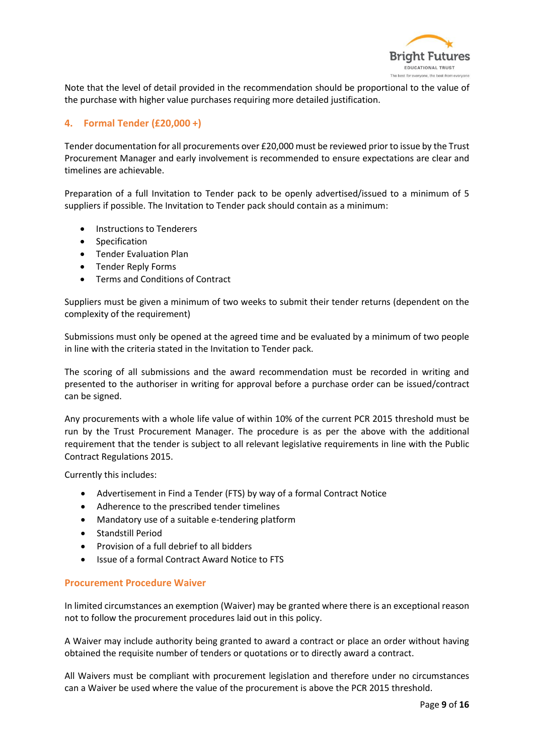Note that the level of detail provided in the recommendation should be proportional to the value of the purchase with higher value purchases requiring more detailed justification.

## 4. Formal Tender (£20,000 +)

Tender documentation for all procurements over £20,000 must be reviewed prior to issue by the Trust Procurement Manager and early involvement is recommended to ensure expectations are clear and timelines are achievable.

Preparation of a full Invitation to Tender pack to be openly advertised/issued to a minimum of 5 suppliers if possible. The Invitation to Tender pack should contain as a minimum:

- Instructions to Tenderers
- Specification
- Tender Evaluation Plan
- Tender Reply Forms
- Terms and Conditions of Contract

Suppliers must be given a minimum of two weeks to submit their tender returns (dependent on the complexity of the requirement)

Submissions must only be opened at the agreed time and be evaluated by a minimum of two people in line with the criteria stated in the Invitation to Tender pack.

The scoring of all submissions and the award recommendation must be recorded in writing and presented to the authoriser in writing for approval before a purchase order can be issued/contract can be signed.

Any procurements with a whole life value of within 10% of the current PCR 2015 threshold must be run by the Trust Procurement Manager. The procedure is as per the above with the additional requirement that the tender is subject to all relevant legislative requirements in line with the Public Contract Regulations 2015.

Currently this includes:

- Advertisement in Find a Tender (FTS) by way of a formal Contract Notice
- Adherence to the prescribed tender timelines
- Mandatory use of a suitable e-tendering platform
- Standstill Period
- Provision of a full debrief to all bidders
- Issue of a formal Contract Award Notice to FTS

### Procurement Procedure Waiver

In limited circumstances an exemption (Waiver) may be granted where there is an exceptional reason not to follow the procurement procedures laid out in this policy.

A Waiver may include authority being granted to award a contract or place an order without having obtained the requisite number of tenders or quotations or to directly award a contract.

All Waivers must be compliant with procurement legislation and therefore under no circumstances can a Waiver be used where the value of the procurement is above the PCR 2015 threshold.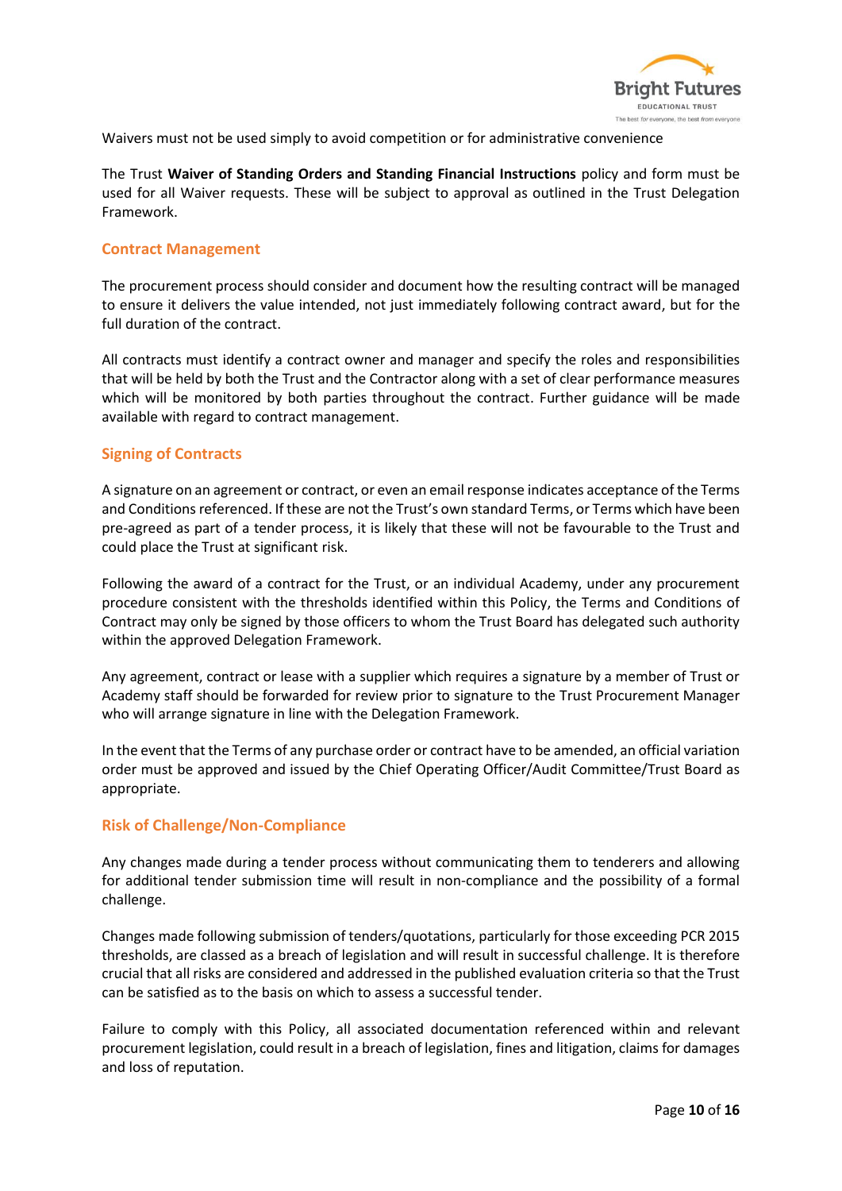Waivers must not be used simply to avoid competition or for administrative convenience

The Trust **Waiver of Standing Orders and Standing Financial Instructions** policy and form must be used for all Waiver requests. These will be subject to approval as outlined in the Trust Delegation Framework.

## Contract Management

The procurement process should consider and document how the resulting contract will be managed to ensure it delivers the value intended, not just immediately following contract award, but for the full duration of the contract.

All contracts must identify a contract owner and manager and specify the roles and responsibilities that will be held by both the Trust and the Contractor along with a set of clear performance measures which will be monitored by both parties throughout the contract. Further guidance will be made available with regard to contract management.

## Signing of Contracts

A signature on an agreement or contract, or even an email response indicates acceptance of the Terms and Conditions referenced. If these are not the Trust's own standard Terms, or Terms which have been pre-agreed as part of a tender process, it is likely that these will not be favourable to the Trust and could place the Trust at significant risk.

Following the award of a contract for the Trust, or an individual Academy, under any procurement procedure consistent with the thresholds identified within this Policy, the Terms and Conditions of Contract may only be signed by those officers to whom the Trust Board has delegated such authority within the approved Delegation Framework.

Any agreement, contract or lease with a supplier which requires a signature by a member of Trust or Academy staff should be forwarded for review prior to signature to the Trust Procurement Manager who will arrange signature in line with the Delegation Framework.

In the event that the Terms of any purchase order or contract have to be amended, an official variation order must be approved and issued by the Chief Operating Officer/Audit Committee/Trust Board as appropriate.

## Risk of Challenge/Non-Compliance

Any changes made during a tender process without communicating them to tenderers and allowing for additional tender submission time will result in non-compliance and the possibility of a formal challenge.

Changes made following submission of tenders/quotations, particularly for those exceeding PCR 2015 thresholds, are classed as a breach of legislation and will result in successful challenge. It is therefore crucial that all risks are considered and addressed in the published evaluation criteria so that the Trust can be satisfied as to the basis on which to assess a successful tender.

Failure to comply with this Policy, all associated documentation referenced within and relevant procurement legislation, could result in a breach of legislation, fines and litigation, claims for damages and loss of reputation.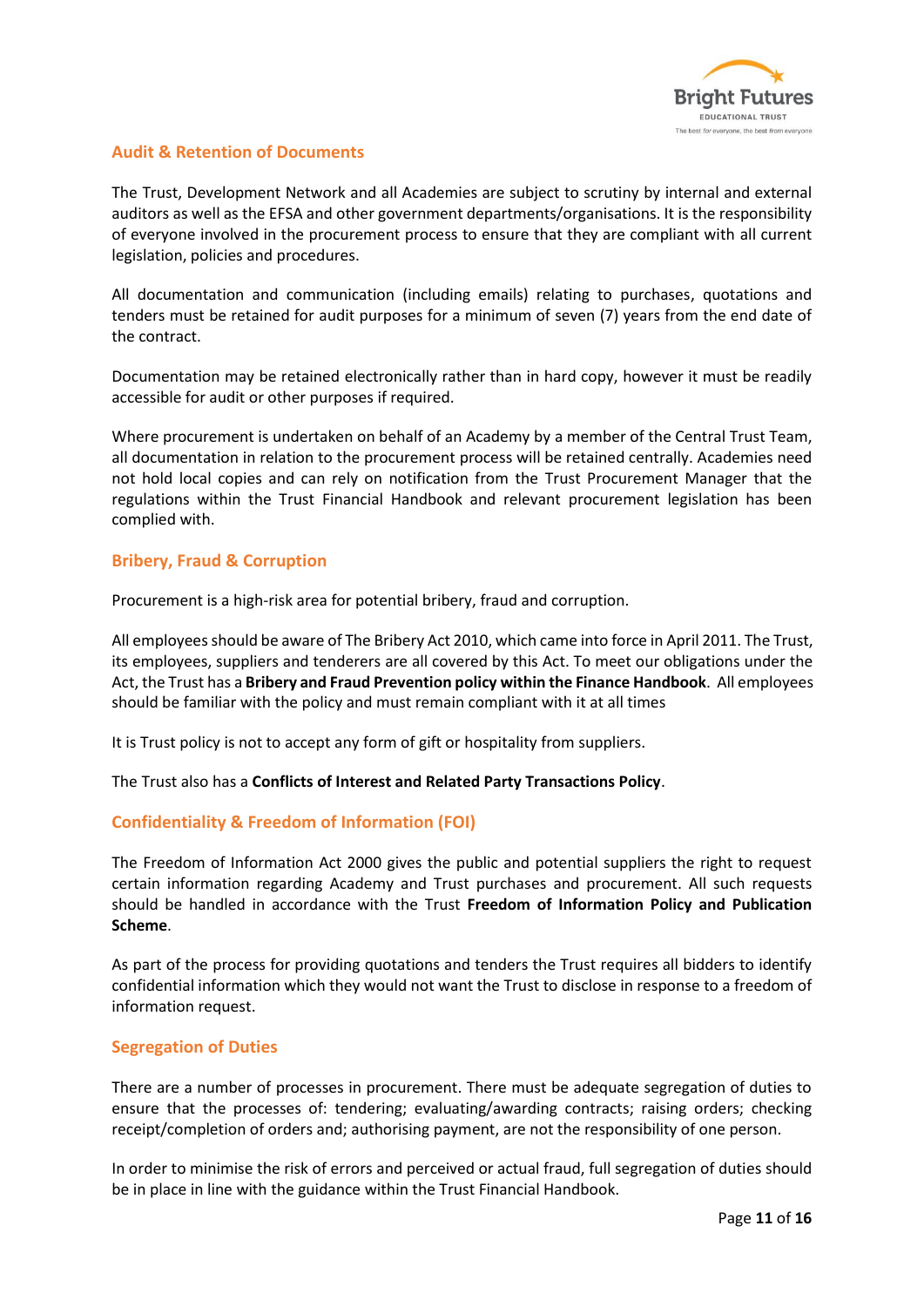## Audit & Retention of Documents

The Trust, Development Network and all Academies are subject to scrutiny by internal and external auditors as well as the EFSA and other government departments/organisations. It is the responsibility of everyone involved in the procurement process to ensure that they are compliant with all current legislation, policies and procedures.

All documentation and communication (including emails) relating to purchases, quotations and tenders must be retained for audit purposes for a minimum of seven (7) years from the end date of the contract.

Documentation may be retained electronically rather than in hard copy, however it must be readily accessible for audit or other purposes if required.

Where procurement is undertaken on behalf of an Academy by a member of the Central Trust Team, all documentation in relation to the procurement process will be retained centrally. Academies need not hold local copies and can rely on notification from the Trust Procurement Manager that the regulations within the Trust Financial Handbook and relevant procurement legislation has been complied with.

## Bribery, Fraud & Corruption

Procurement is a high-risk area for potential bribery, fraud and corruption.

All employees should be aware of The Bribery Act 2010, which came into force in April 2011. The Trust, its employees, suppliers and tenderers are all covered by this Act. To meet our obligations under the Act, the Trust has a **Bribery and Fraud Prevention policy within the Finance Handbook**. All employees should be familiar with the policy and must remain compliant with it at all times

It is Trust policy is not to accept any form of gift or hospitality from suppliers.

The Trust also has a **Conflicts of Interest and Related Party Transactions Policy**.

## Confidentiality & Freedom of Information (FOI)

The Freedom of Information Act 2000 gives the public and potential suppliers the right to request certain information regarding Academy and Trust purchases and procurement. All such requests should be handled in accordance with the Trust **Freedom of Information Policy and Publication Scheme**.

As part of the process for providing quotations and tenders the Trust requires all bidders to identify confidential information which they would not want the Trust to disclose in response to a freedom of information request.

## Segregation of Duties

There are a number of processes in procurement. There must be adequate segregation of duties to ensure that the processes of: tendering; evaluating/awarding contracts; raising orders; checking receipt/completion of orders and; authorising payment, are not the responsibility of one person.

In order to minimise the risk of errors and perceived or actual fraud, full segregation of duties should be in place in line with the guidance within the Trust Financial Handbook.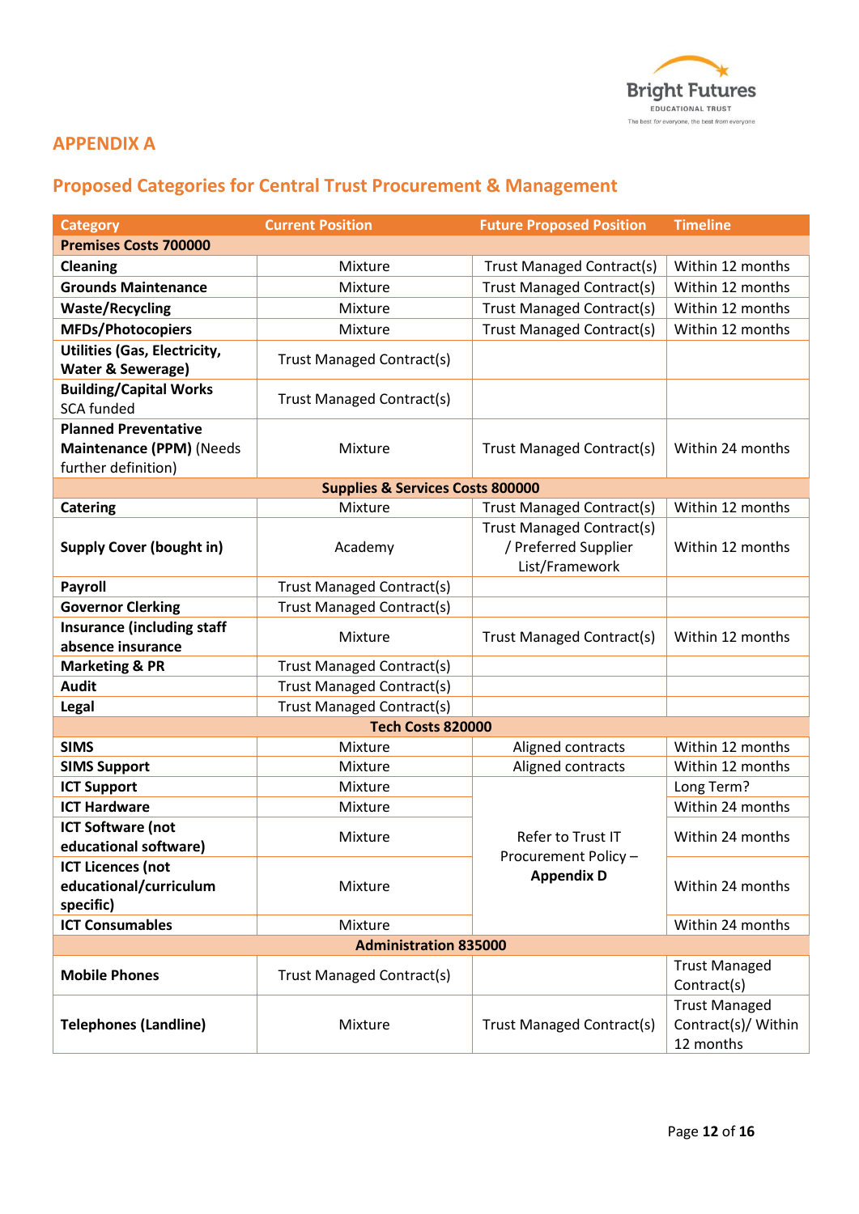## APPENDIX A

## Proposed Categories for Central Trust Procurement & Management

| Category | Current Position | Future Proposed Position | Timeline |
|---|---|---|---|
| **Premises Costs 700000** | | | |
| **Cleaning** | Mixture | Trust Managed Contract(s) | Within 12 months |
| **Grounds Maintenance** | Mixture | Trust Managed Contract(s) | Within 12 months |
| **Waste/Recycling** | Mixture | Trust Managed Contract(s) | Within 12 months |
| **MFDs/Photocopiers** | Mixture | Trust Managed Contract(s) | Within 12 months |
| **Utilities (Gas, Electricity, Water & Sewerage)** | Trust Managed Contract(s) | | |
| **Building/Capital Works** SCA funded | Trust Managed Contract(s) | | |
| **Planned Preventative Maintenance (PPM)** (Needs further definition) | Mixture | Trust Managed Contract(s) | Within 24 months |
| **Supplies & Services Costs 800000** | | | |
| **Catering** | Mixture | Trust Managed Contract(s) | Within 12 months |
| **Supply Cover (bought in)** | Academy | Trust Managed Contract(s) / Preferred Supplier List/Framework | Within 12 months |
| **Payroll** | Trust Managed Contract(s) | | |
| **Governor Clerking** | Trust Managed Contract(s) | | |
| **Insurance (including staff absence insurance** | Mixture | Trust Managed Contract(s) | Within 12 months |
| **Marketing & PR** | Trust Managed Contract(s) | | |
| **Audit** | Trust Managed Contract(s) | | |
| **Legal** | Trust Managed Contract(s) | | |
| **Tech Costs 820000** | | | |
| **SIMS** | Mixture | Aligned contracts | Within 12 months |
| **SIMS Support** | Mixture | Aligned contracts | Within 12 months |
| **ICT Support** | Mixture | Refer to Trust IT Procurement Policy – **Appendix D** | Long Term? |
| **ICT Hardware** | Mixture | | Within 24 months |
| **ICT Software (not educational software)** | Mixture | | Within 24 months |
| **ICT Licences (not educational/curriculum specific)** | Mixture | | Within 24 months |
| **ICT Consumables** | Mixture | | Within 24 months |
| **Administration 835000** | | | |
| **Mobile Phones** | Trust Managed Contract(s) | | Trust Managed Contract(s) |
| **Telephones (Landline)** | Mixture | Trust Managed Contract(s) | Trust Managed Contract(s)/ Within 12 months |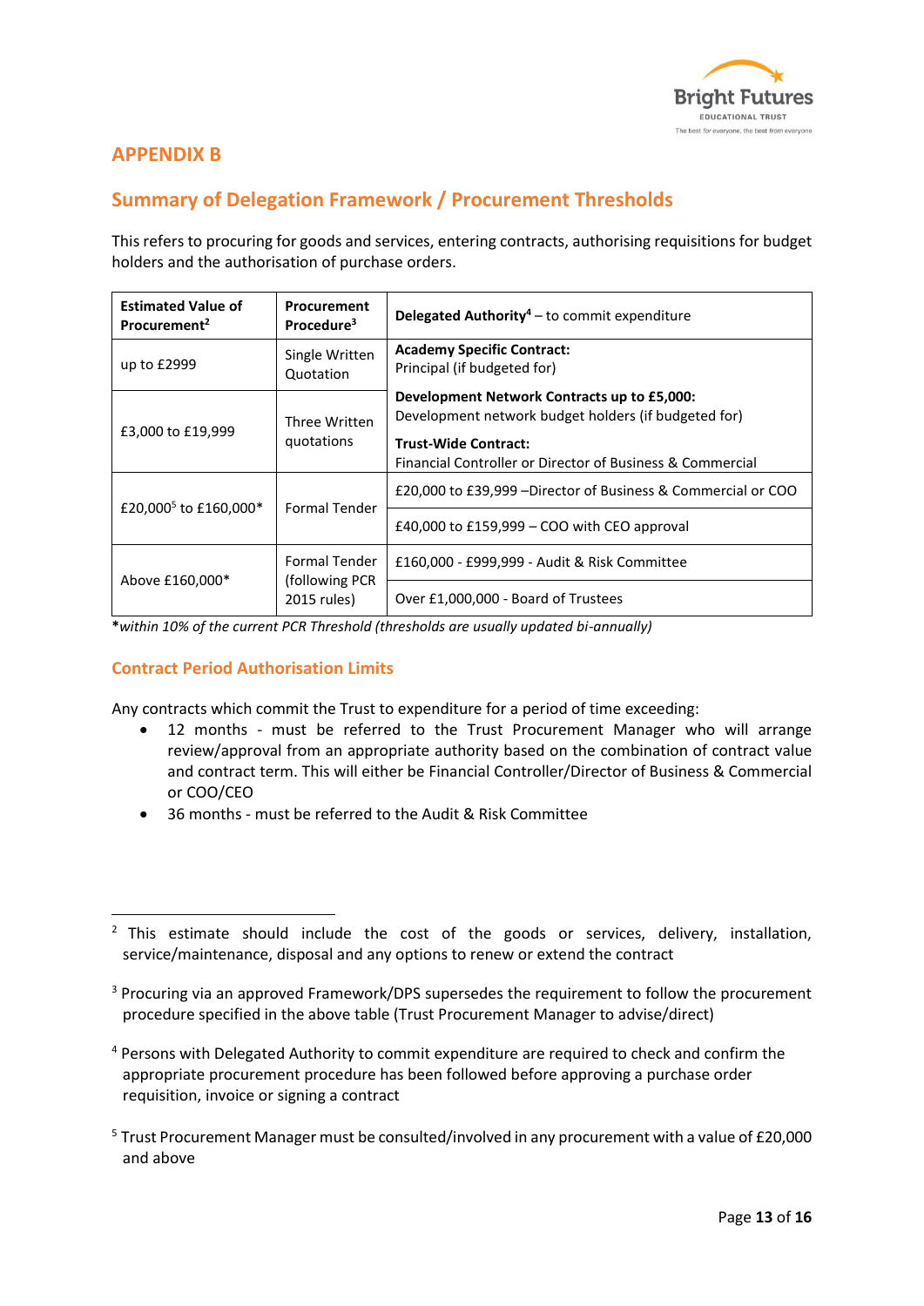## APPENDIX B

## Summary of Delegation Framework / Procurement Thresholds

This refers to procuring for goods and services, entering contracts, authorising requisitions for budget holders and the authorisation of purchase orders.

| Estimated Value of Procurement[2] | Procurement Procedure[3] | Delegated Authority[4] – to commit expenditure |
|---|---|---|
| up to £2999 | Single Written Quotation | **Academy Specific Contract:** Principal (if budgeted for) |
| £3,000 to £19,999 | Three Written quotations | **Development Network Contracts up to £5,000:** Development network budget holders (if budgeted for) **Trust-Wide Contract:** Financial Controller or Director of Business & Commercial |
| £20,000[5] to £160,000* | Formal Tender | £20,000 to £39,999 –Director of Business & Commercial or COO |
| | | £40,000 to £159,999 – COO with CEO approval |
| Above £160,000* | Formal Tender (following PCR 2015 rules) | £160,000 - £999,999 - Audit & Risk Committee |
| | | Over £1,000,000 - Board of Trustees |

**\***_within 10% of the current PCR Threshold (thresholds are usually updated bi-annually)_

### Contract Period Authorisation Limits

Any contracts which commit the Trust to expenditure for a period of time exceeding:

- 12 months - must be referred to the Trust Procurement Manager who will arrange review/approval from an appropriate authority based on the combination of contract value and contract term. This will either be Financial Controller/Director of Business & Commercial or COO/CEO
- 36 months - must be referred to the Audit & Risk Committee

[2] This estimate should include the cost of the goods or services, delivery, installation, service/maintenance, disposal and any options to renew or extend the contract

[3] Procuring via an approved Framework/DPS supersedes the requirement to follow the procurement procedure specified in the above table (Trust Procurement Manager to advise/direct)

[4] Persons with Delegated Authority to commit expenditure are required to check and confirm the appropriate procurement procedure has been followed before approving a purchase order requisition, invoice or signing a contract

[5] Trust Procurement Manager must be consulted/involved in any procurement with a value of £20,000 and above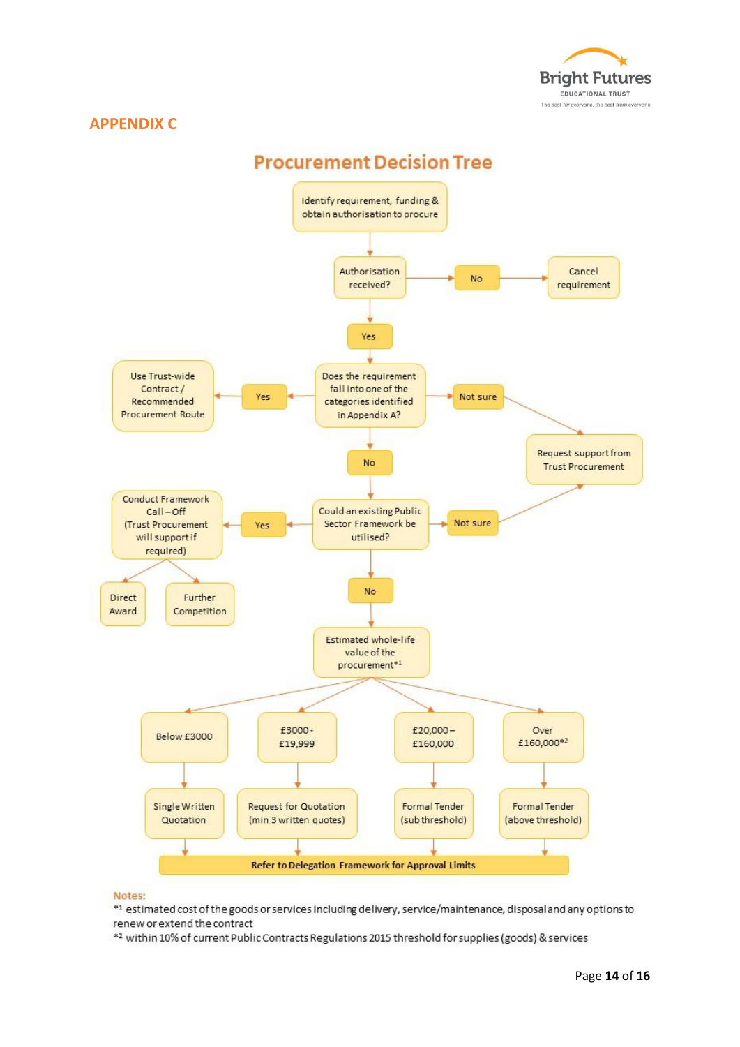# APPENDIX C

## Procurement Decision Tree

Identify requirement, funding & obtain authorisation to procure

↓

**Authorisation received?**

- No → Cancel requirement
- Yes ↓

**Does the requirement fall into one of the categories identified in Appendix A?**

- Yes → Use Trust-wide Contract / Recommended Procurement Route
- Not sure → Request support from Trust Procurement
- No ↓

**Could an existing Public Sector Framework be utilised?**

- Yes → Conduct Framework Call – Off (Trust Procurement will support if required)
  - Direct Award
  - Further Competition
- Not sure → Request support from Trust Procurement
- No ↓

**Estimated whole-life value of the procurement**[*1]

| Below £3000 | £3000 - £19,999 | £20,000 – £160,000 | Over £160,000[*2] |
|---|---|---|---|
| Single Written Quotation | Request for Quotation (min 3 written quotes) | Formal Tender (sub threshold) | Formal Tender (above threshold) |

**Refer to Delegation Framework for Approval Limits**

**Notes:**

*1 estimated cost of the goods or services including delivery, service/maintenance, disposal and any options to renew or extend the contract

*2 within 10% of current Public Contracts Regulations 2015 threshold for supplies (goods) & services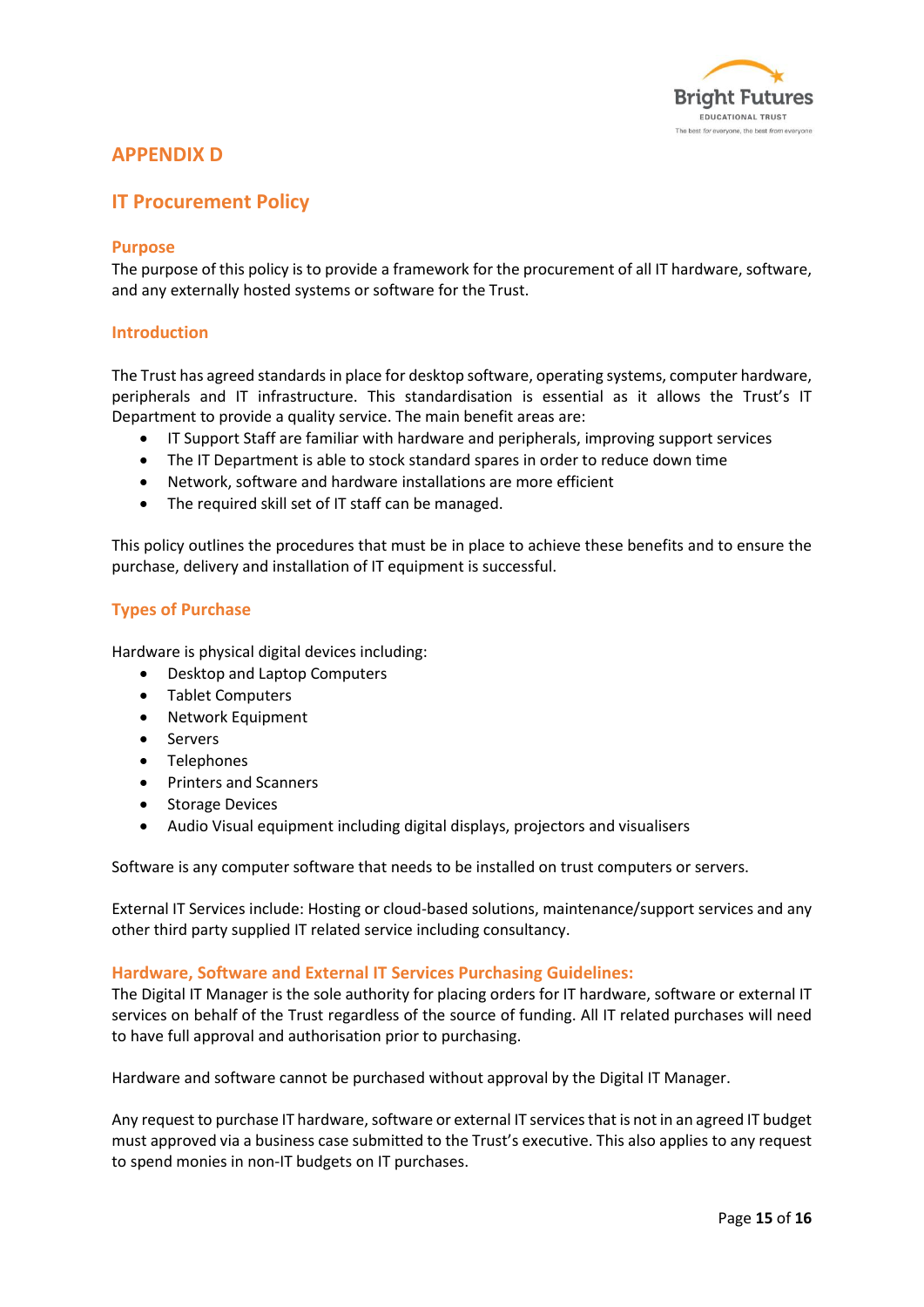# APPENDIX D

## IT Procurement Policy

### Purpose

The purpose of this policy is to provide a framework for the procurement of all IT hardware, software, and any externally hosted systems or software for the Trust.

### Introduction

The Trust has agreed standards in place for desktop software, operating systems, computer hardware, peripherals and IT infrastructure. This standardisation is essential as it allows the Trust's IT Department to provide a quality service. The main benefit areas are:

- IT Support Staff are familiar with hardware and peripherals, improving support services
- The IT Department is able to stock standard spares in order to reduce down time
- Network, software and hardware installations are more efficient
- The required skill set of IT staff can be managed.

This policy outlines the procedures that must be in place to achieve these benefits and to ensure the purchase, delivery and installation of IT equipment is successful.

### Types of Purchase

Hardware is physical digital devices including:

- Desktop and Laptop Computers
- Tablet Computers
- Network Equipment
- Servers
- Telephones
- Printers and Scanners
- Storage Devices
- Audio Visual equipment including digital displays, projectors and visualisers

Software is any computer software that needs to be installed on trust computers or servers.

External IT Services include: Hosting or cloud-based solutions, maintenance/support services and any other third party supplied IT related service including consultancy.

### Hardware, Software and External IT Services Purchasing Guidelines:

The Digital IT Manager is the sole authority for placing orders for IT hardware, software or external IT services on behalf of the Trust regardless of the source of funding. All IT related purchases will need to have full approval and authorisation prior to purchasing.

Hardware and software cannot be purchased without approval by the Digital IT Manager.

Any request to purchase IT hardware, software or external IT services that is not in an agreed IT budget must approved via a business case submitted to the Trust's executive. This also applies to any request to spend monies in non-IT budgets on IT purchases.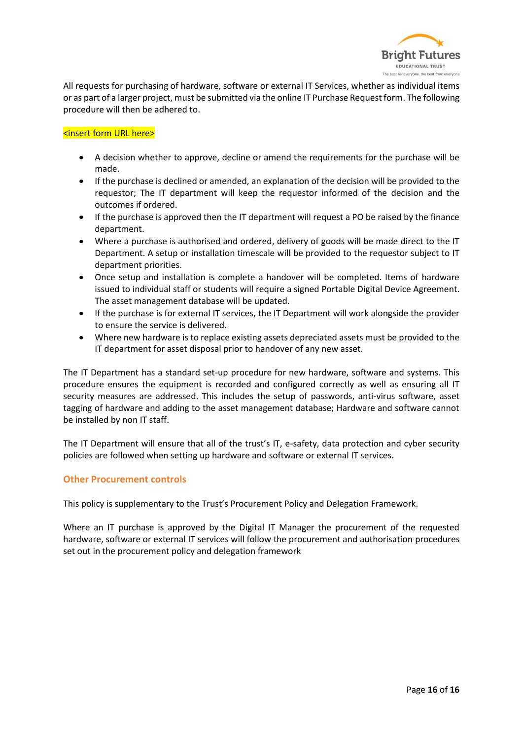All requests for purchasing of hardware, software or external IT Services, whether as individual items or as part of a larger project, must be submitted via the online IT Purchase Request form. The following procedure will then be adhered to.

<insert form URL here>

- A decision whether to approve, decline or amend the requirements for the purchase will be made.
- If the purchase is declined or amended, an explanation of the decision will be provided to the requestor; The IT department will keep the requestor informed of the decision and the outcomes if ordered.
- If the purchase is approved then the IT department will request a PO be raised by the finance department.
- Where a purchase is authorised and ordered, delivery of goods will be made direct to the IT Department. A setup or installation timescale will be provided to the requestor subject to IT department priorities.
- Once setup and installation is complete a handover will be completed. Items of hardware issued to individual staff or students will require a signed Portable Digital Device Agreement. The asset management database will be updated.
- If the purchase is for external IT services, the IT Department will work alongside the provider to ensure the service is delivered.
- Where new hardware is to replace existing assets depreciated assets must be provided to the IT department for asset disposal prior to handover of any new asset.

The IT Department has a standard set-up procedure for new hardware, software and systems. This procedure ensures the equipment is recorded and configured correctly as well as ensuring all IT security measures are addressed. This includes the setup of passwords, anti-virus software, asset tagging of hardware and adding to the asset management database; Hardware and software cannot be installed by non IT staff.

The IT Department will ensure that all of the trust's IT, e-safety, data protection and cyber security policies are followed when setting up hardware and software or external IT services.

### Other Procurement controls

This policy is supplementary to the Trust's Procurement Policy and Delegation Framework.

Where an IT purchase is approved by the Digital IT Manager the procurement of the requested hardware, software or external IT services will follow the procurement and authorisation procedures set out in the procurement policy and delegation framework